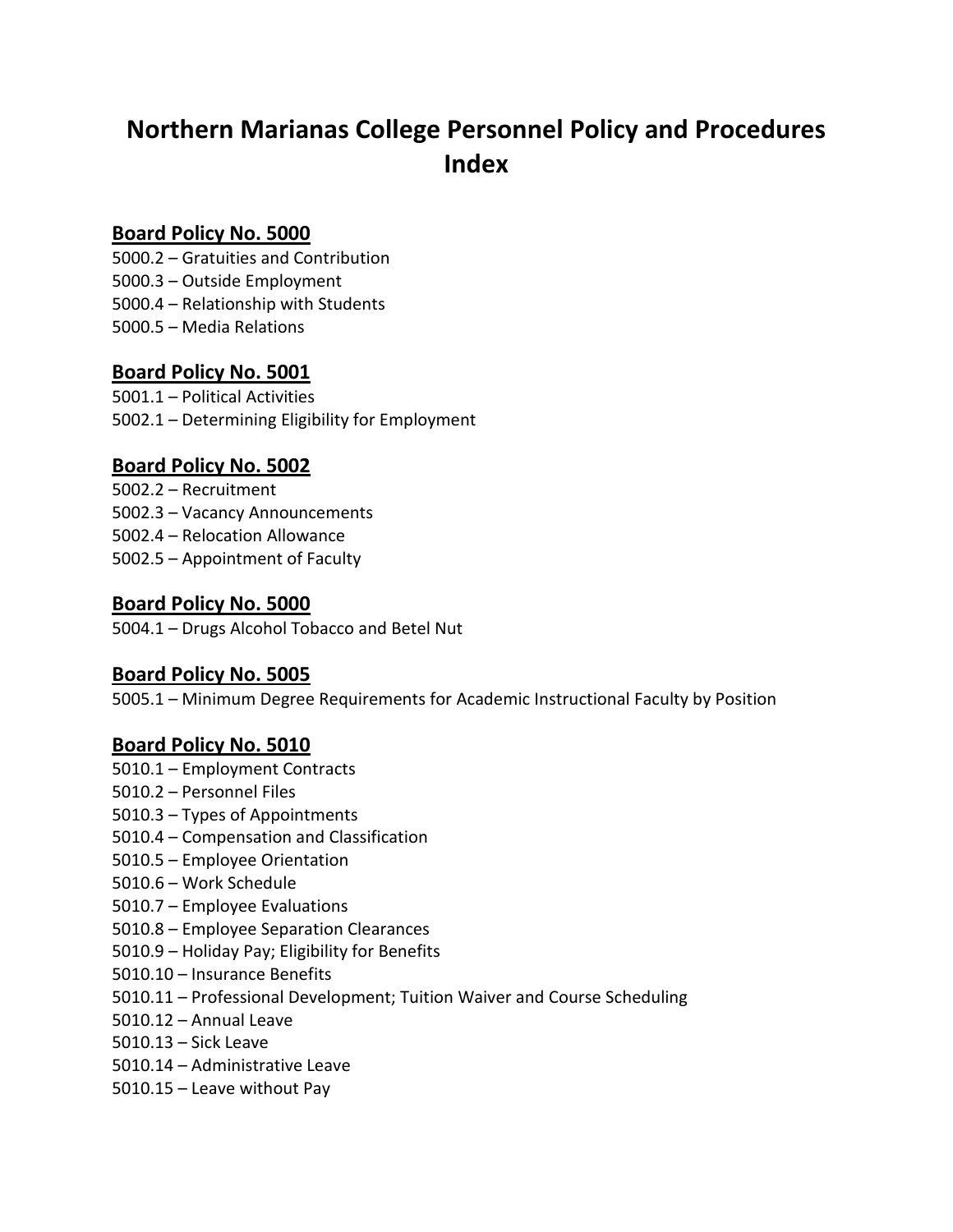# Northern Marianas College Personnel Policy and Procedures Index

## Board Policy No. 5000

5000.2 – Gratuities and Contribution
5000.3 – Outside Employment
5000.4 – Relationship with Students
5000.5 – Media Relations

## Board Policy No. 5001

5001.1 – Political Activities
5002.1 – Determining Eligibility for Employment

## Board Policy No. 5002

5002.2 – Recruitment
5002.3 – Vacancy Announcements
5002.4 – Relocation Allowance
5002.5 – Appointment of Faculty

## Board Policy No. 5000

5004.1 – Drugs Alcohol Tobacco and Betel Nut

## Board Policy No. 5005

5005.1 – Minimum Degree Requirements for Academic Instructional Faculty by Position

## Board Policy No. 5010

5010.1 – Employment Contracts
5010.2 – Personnel Files
5010.3 – Types of Appointments
5010.4 – Compensation and Classification
5010.5 – Employee Orientation
5010.6 – Work Schedule
5010.7 – Employee Evaluations
5010.8 – Employee Separation Clearances
5010.9 – Holiday Pay; Eligibility for Benefits
5010.10 – Insurance Benefits
5010.11 – Professional Development; Tuition Waiver and Course Scheduling
5010.12 – Annual Leave
5010.13 – Sick Leave
5010.14 – Administrative Leave
5010.15 – Leave without Pay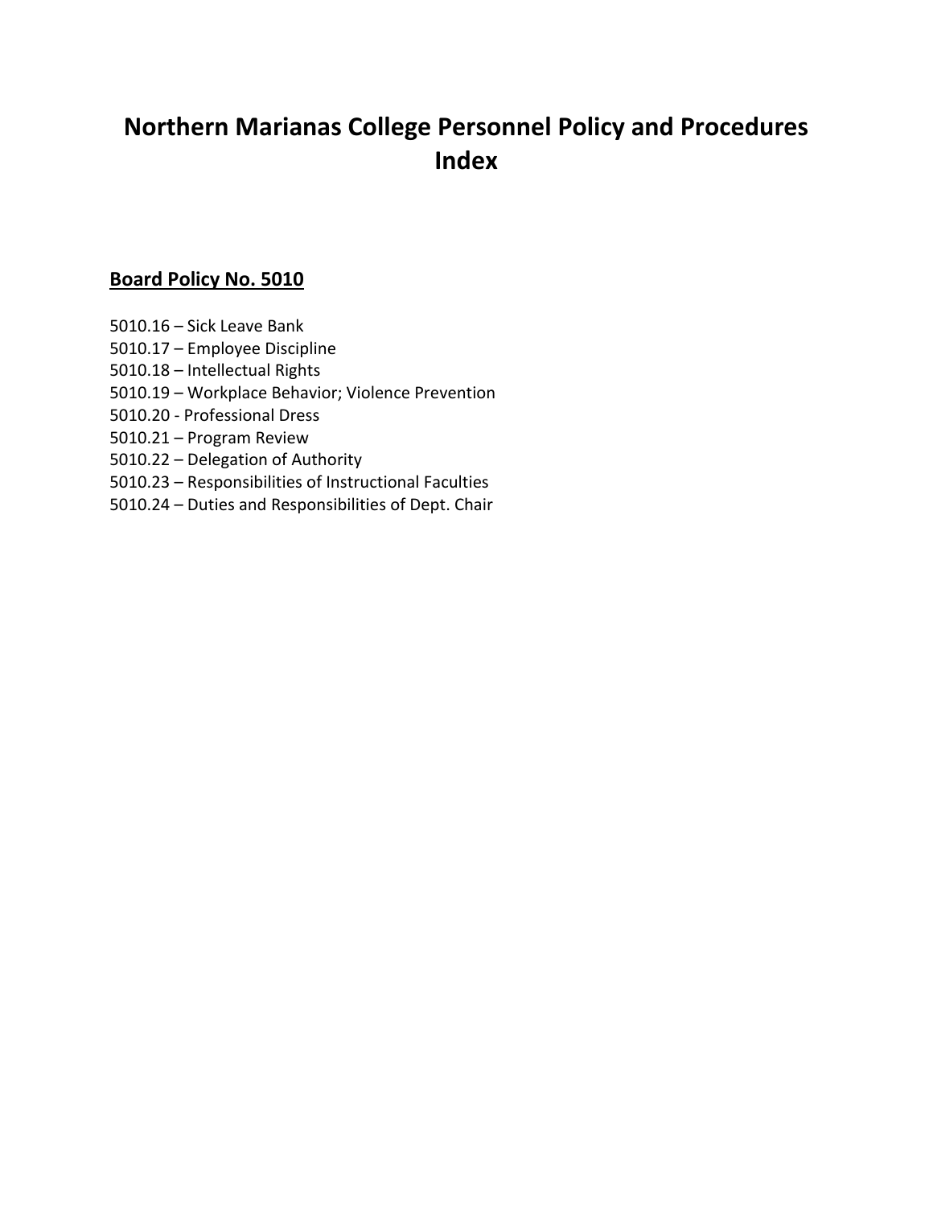# Northern Marianas College Personnel Policy and Procedures Index

## **Board Policy No. 5010**

5010.16 – Sick Leave Bank
5010.17 – Employee Discipline
5010.18 – Intellectual Rights
5010.19 – Workplace Behavior; Violence Prevention
5010.20 - Professional Dress
5010.21 – Program Review
5010.22 – Delegation of Authority
5010.23 – Responsibilities of Instructional Faculties
5010.24 – Duties and Responsibilities of Dept. Chair